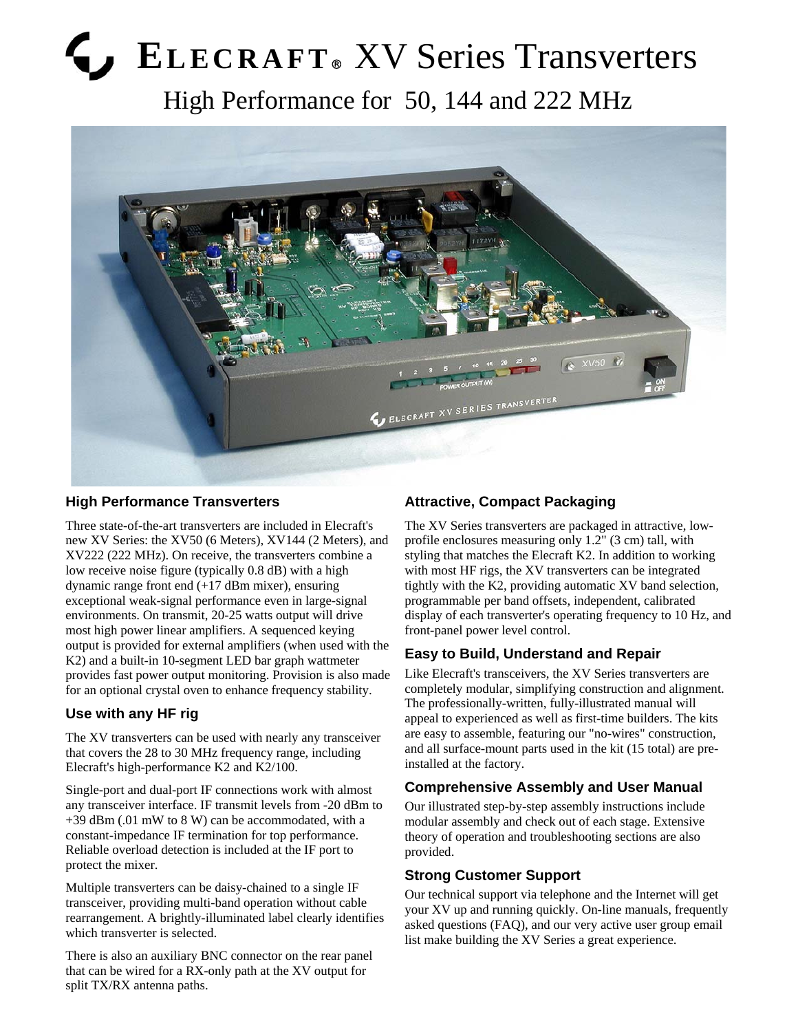# ELECRAFT® XV Series Transverters

## High Performance for 50, 144 and 222 MHz

### High Performance Transverters

Three state-of-the-art transverters are included in Elecraft's new XV Series: the XV50 (6 Meters), XV144 (2 Meters), and XV222 (222 MHz). On receive, the transverters combine a low receive noise figure (typically 0.8 dB) with a high dynamic range front end (+17 dBm mixer), ensuring exceptional weak-signal performance even in large-signal environments. On transmit, 20-25 watts output will drive most high power linear amplifiers. A sequenced keying output is provided for external amplifiers (when used with the K2) and a built-in 10-segment LED bar graph wattmeter provides fast power output monitoring. Provision is also made for an optional crystal oven to enhance frequency stability.

### Use with any HF rig

The XV transverters can be used with nearly any transceiver that covers the 28 to 30 MHz frequency range, including Elecraft's high-performance K2 and K2/100.

Single-port and dual-port IF connections work with almost any transceiver interface. IF transmit levels from -20 dBm to +39 dBm (.01 mW to 8 W) can be accommodated, with a constant-impedance IF termination for top performance. Reliable overload detection is included at the IF port to protect the mixer.

Multiple transverters can be daisy-chained to a single IF transceiver, providing multi-band operation without cable rearrangement. A brightly-illuminated label clearly identifies which transverter is selected.

There is also an auxiliary BNC connector on the rear panel that can be wired for a RX-only path at the XV output for split TX/RX antenna paths.

### Attractive, Compact Packaging

The XV Series transverters are packaged in attractive, low-profile enclosures measuring only 1.2" (3 cm) tall, with styling that matches the Elecraft K2. In addition to working with most HF rigs, the XV transverters can be integrated tightly with the K2, providing automatic XV band selection, programmable per band offsets, independent, calibrated display of each transverter's operating frequency to 10 Hz, and front-panel power level control.

### Easy to Build, Understand and Repair

Like Elecraft's transceivers, the XV Series transverters are completely modular, simplifying construction and alignment. The professionally-written, fully-illustrated manual will appeal to experienced as well as first-time builders. The kits are easy to assemble, featuring our "no-wires" construction, and all surface-mount parts used in the kit (15 total) are pre-installed at the factory.

### Comprehensive Assembly and User Manual

Our illustrated step-by-step assembly instructions include modular assembly and check out of each stage. Extensive theory of operation and troubleshooting sections are also provided.

### Strong Customer Support

Our technical support via telephone and the Internet will get your XV up and running quickly. On-line manuals, frequently asked questions (FAQ), and our very active user group email list make building the XV Series a great experience.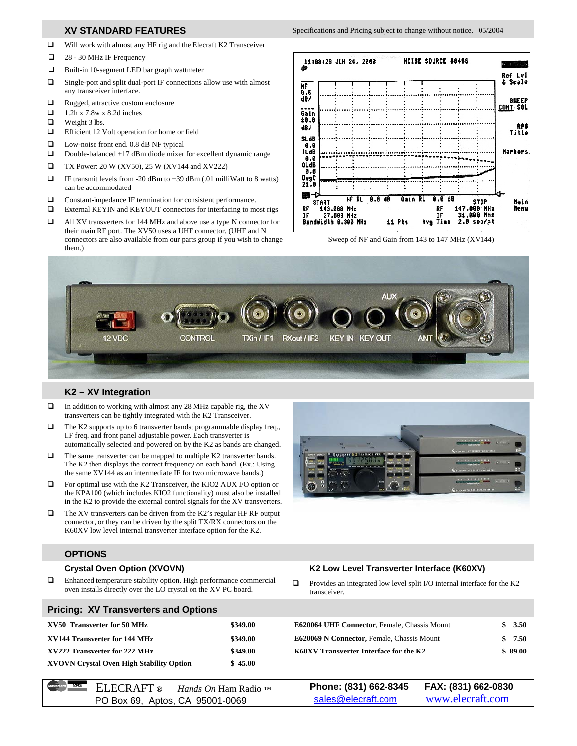## XV STANDARD FEATURES

Specifications and Pricing subject to change without notice. 05/2004

- Will work with almost any HF rig and the Elecraft K2 Transceiver
- 28 - 30 MHz IF Frequency
- Built-in 10-segment LED bar graph wattmeter
- Single-port and split dual-port IF connections allow use with almost any transceiver interface.
- Rugged, attractive custom enclosure
- 1.2h x 7.8w x 8.2d inches
- Weight 3 lbs.
- Efficient 12 Volt operation for home or field
- Low-noise front end. 0.8 dB NF typical
- Double-balanced +17 dBm diode mixer for excellent dynamic range
- TX Power: 20 W (XV50), 25 W (XV144 and XV222)
- IF transmit levels from -20 dBm to +39 dBm (.01 milliWatt to 8 watts) can be accommodated
- Constant-impedance IF termination for consistent performance.
- External KEYIN and KEYOUT connectors for interfacing to most rigs
- All XV transverters for 144 MHz and above use a type N connector for their main RF port. The XV50 uses a UHF connector. (UHF and N connectors are also available from our parts group if you wish to change them.)

11:08:28 JUN 24, 2003
NOISE SOURCE #8496
NF 0.5 dB/
Gain 10.0 dB/
SLdB 0.0
ILdB 0.0
OLdB 0.0
DegC 21.0
Ref Lvl & Scale
SWEEP CONT SGL
RPG Title
Markers
START RF 143.000 MHz IF 27.000 MHz
NF RL 0.0 dB
Gain RL 0.0 dB
STOP RF 147.000 MHz IF 31.000 MHz
Bandwidth 0.300 MHz
11 Pts
Avg Time 2.0 sec/pt
Main Menu

Sweep of NF and Gain from 143 to 147 MHz (XV144)

12 VDC CONTROL TXin / IF1 RXout / IF2 KEY IN KEY OUT AUX ANT

## K2 – XV Integration

- In addition to working with almost any 28 MHz capable rig, the XV transverters can be tightly integrated with the K2 Transceiver.
- The K2 supports up to 6 transverter bands; programmable display freq., I.F freq. and front panel adjustable power. Each transverter is automatically selected and powered on by the K2 as bands are changed.
- The same transverter can be mapped to multiple K2 transverter bands. The K2 then displays the correct frequency on each band. (Ex.: Using the same XV144 as an intermediate IF for two microwave bands.)
- For optimal use with the K2 Transceiver, the KIO2 AUX I/O option or the KPA100 (which includes KIO2 functionality) must also be installed in the K2 to provide the external control signals for the XV transverters.
- The XV transverters can be driven from the K2's regular HF RF output connector, or they can be driven by the split TX/RX connectors on the K60XV low level internal transverter interface option for the K2.

## OPTIONS

### Crystal Oven Option (XVOVN)

- Enhanced temperature stability option. High performance commercial oven installs directly over the LO crystal on the XV PC board.

### K2 Low Level Transverter Interface (K60XV)

- Provides an integrated low level split I/O internal interface for the K2 transceiver.

## Pricing: XV Transverters and Options

| | | | |
|---|---|---|---|
| **XV50 Transverter for 50 MHz** | **$349.00** | **E620064 UHF Connector**, Female, Chassis Mount | **$ 3.50** |
| **XV144 Transverter for 144 MHz** | **$349.00** | **E620069 N Connector,** Female, Chassis Mount | **$ 7.50** |
| **XV222 Transverter for 222 MHz** | **$349.00** | **K60XV Transverter Interface for the K2** | **$ 89.00** |
| **XVOVN Crystal Oven High Stability Option** | **$ 45.00** | | |

ELECRAFT ® *Hands On* Ham Radio ™
PO Box 69, Aptos, CA 95001-0069

**Phone: (831) 662-8345** **FAX: (831) 662-0830**
sales@elecraft.com www.elecraft.com